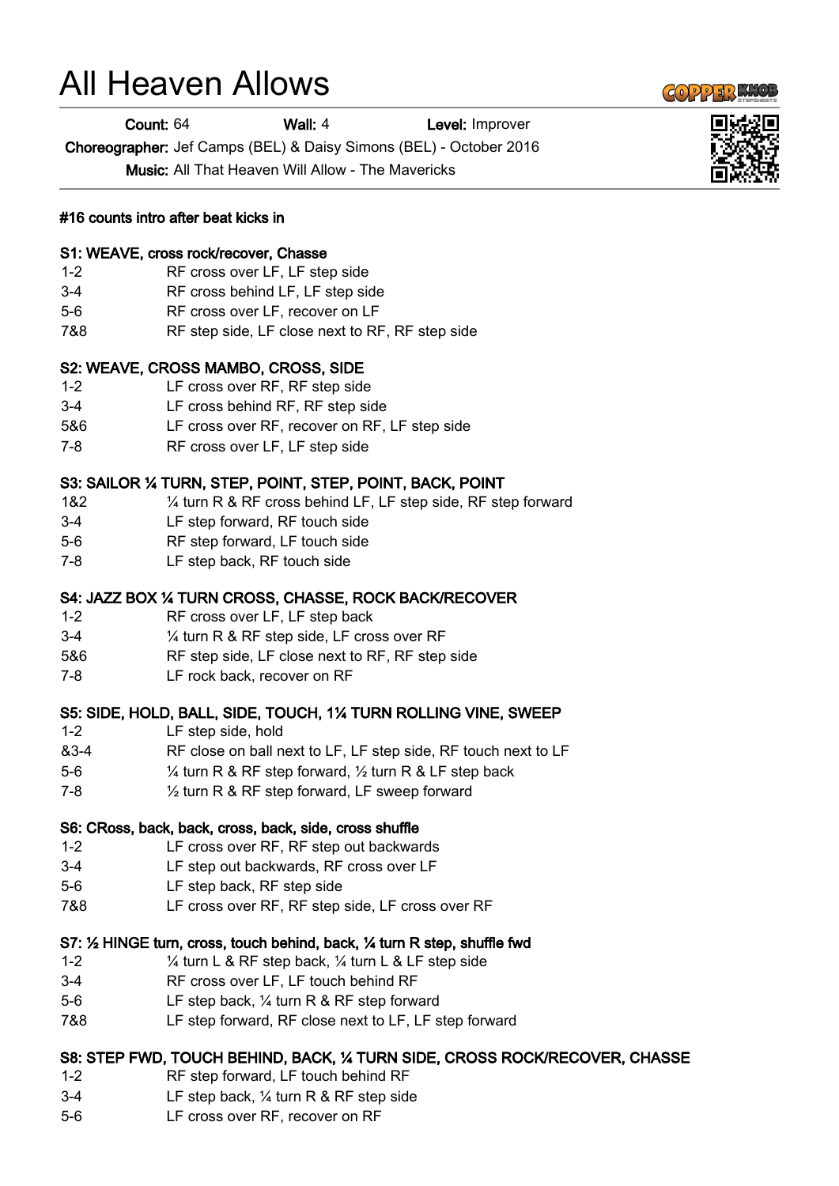# All Heaven Allows

**Count:** 64 **Wall:** 4 **Level:** Improver

**Choreographer:** Jef Camps (BEL) & Daisy Simons (BEL) - October 2016

**Music:** All That Heaven Will Allow - The Mavericks

**#16 counts intro after beat kicks in**

**S1: WEAVE, cross rock/recover, Chasse**

| | |
|---|---|
| 1-2 | RF cross over LF, LF step side |
| 3-4 | RF cross behind LF, LF step side |
| 5-6 | RF cross over LF, recover on LF |
| 7&8 | RF step side, LF close next to RF, RF step side |

**S2: WEAVE, CROSS MAMBO, CROSS, SIDE**

| | |
|---|---|
| 1-2 | LF cross over RF, RF step side |
| 3-4 | LF cross behind RF, RF step side |
| 5&6 | LF cross over RF, recover on RF, LF step side |
| 7-8 | RF cross over LF, LF step side |

**S3: SAILOR ¼ TURN, STEP, POINT, STEP, POINT, BACK, POINT**

| | |
|---|---|
| 1&2 | ¼ turn R & RF cross behind LF, LF step side, RF step forward |
| 3-4 | LF step forward, RF touch side |
| 5-6 | RF step forward, LF touch side |
| 7-8 | LF step back, RF touch side |

**S4: JAZZ BOX ¼ TURN CROSS, CHASSE, ROCK BACK/RECOVER**

| | |
|---|---|
| 1-2 | RF cross over LF, LF step back |
| 3-4 | ¼ turn R & RF step side, LF cross over RF |
| 5&6 | RF step side, LF close next to RF, RF step side |
| 7-8 | LF rock back, recover on RF |

**S5: SIDE, HOLD, BALL, SIDE, TOUCH, 1¼ TURN ROLLING VINE, SWEEP**

| | |
|---|---|
| 1-2 | LF step side, hold |
| &3-4 | RF close on ball next to LF, LF step side, RF touch next to LF |
| 5-6 | ¼ turn R & RF step forward, ½ turn R & LF step back |
| 7-8 | ½ turn R & RF step forward, LF sweep forward |

**S6: CRoss, back, back, cross, back, side, cross shuffle**

| | |
|---|---|
| 1-2 | LF cross over RF, RF step out backwards |
| 3-4 | LF step out backwards, RF cross over LF |
| 5-6 | LF step back, RF step side |
| 7&8 | LF cross over RF, RF step side, LF cross over RF |

**S7: ½ HINGE turn, cross, touch behind, back, ¼ turn R step, shuffle fwd**

| | |
|---|---|
| 1-2 | ¼ turn L & RF step back, ¼ turn L & LF step side |
| 3-4 | RF cross over LF, LF touch behind RF |
| 5-6 | LF step back, ¼ turn R & RF step forward |
| 7&8 | LF step forward, RF close next to LF, LF step forward |

**S8: STEP FWD, TOUCH BEHIND, BACK, ¼ TURN SIDE, CROSS ROCK/RECOVER, CHASSE**

| | |
|---|---|
| 1-2 | RF step forward, LF touch behind RF |
| 3-4 | LF step back, ¼ turn R & RF step side |
| 5-6 | LF cross over RF, recover on RF |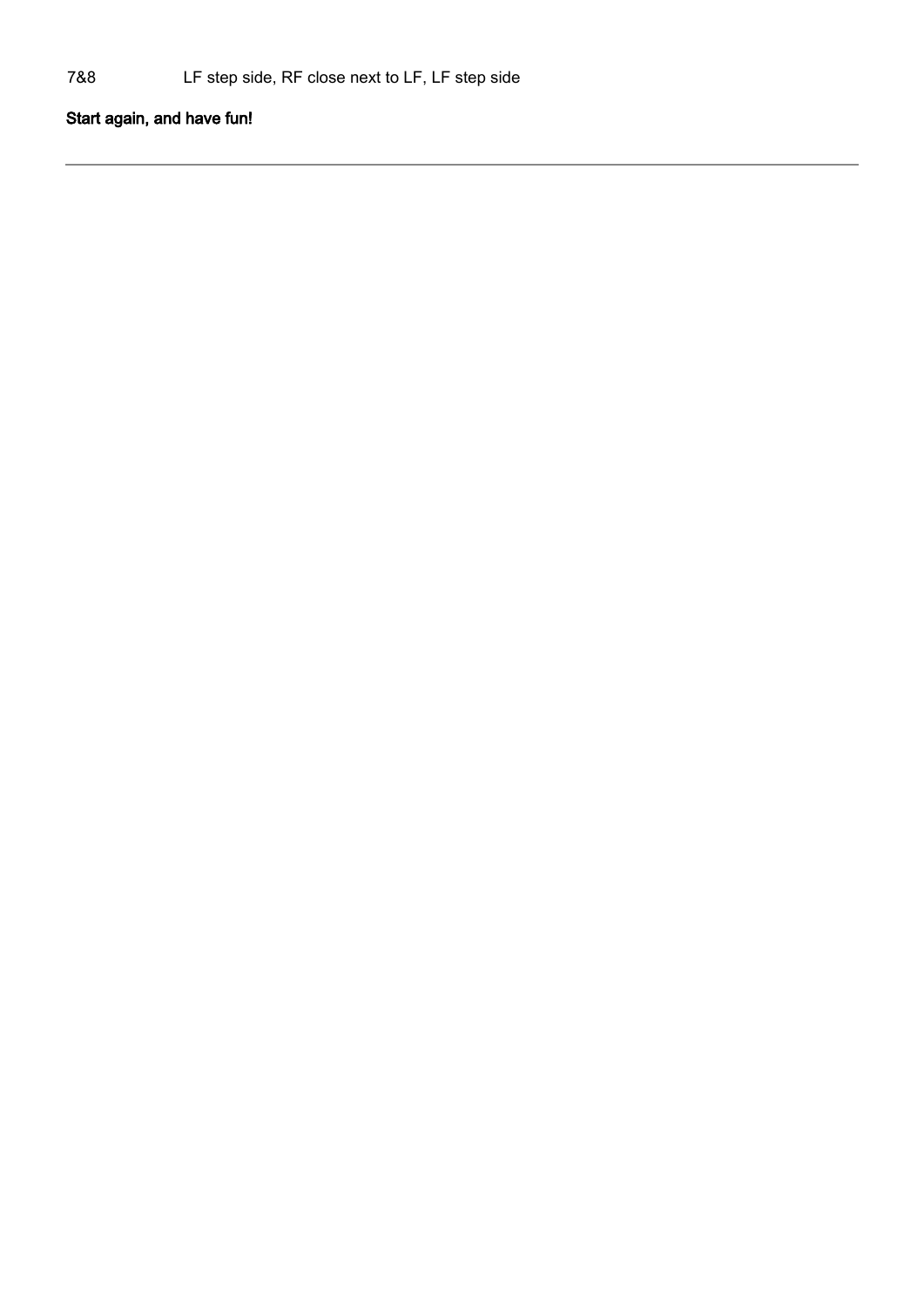7&8 LF step side, RF close next to LF, LF step side

**Start again, and have fun!**

---